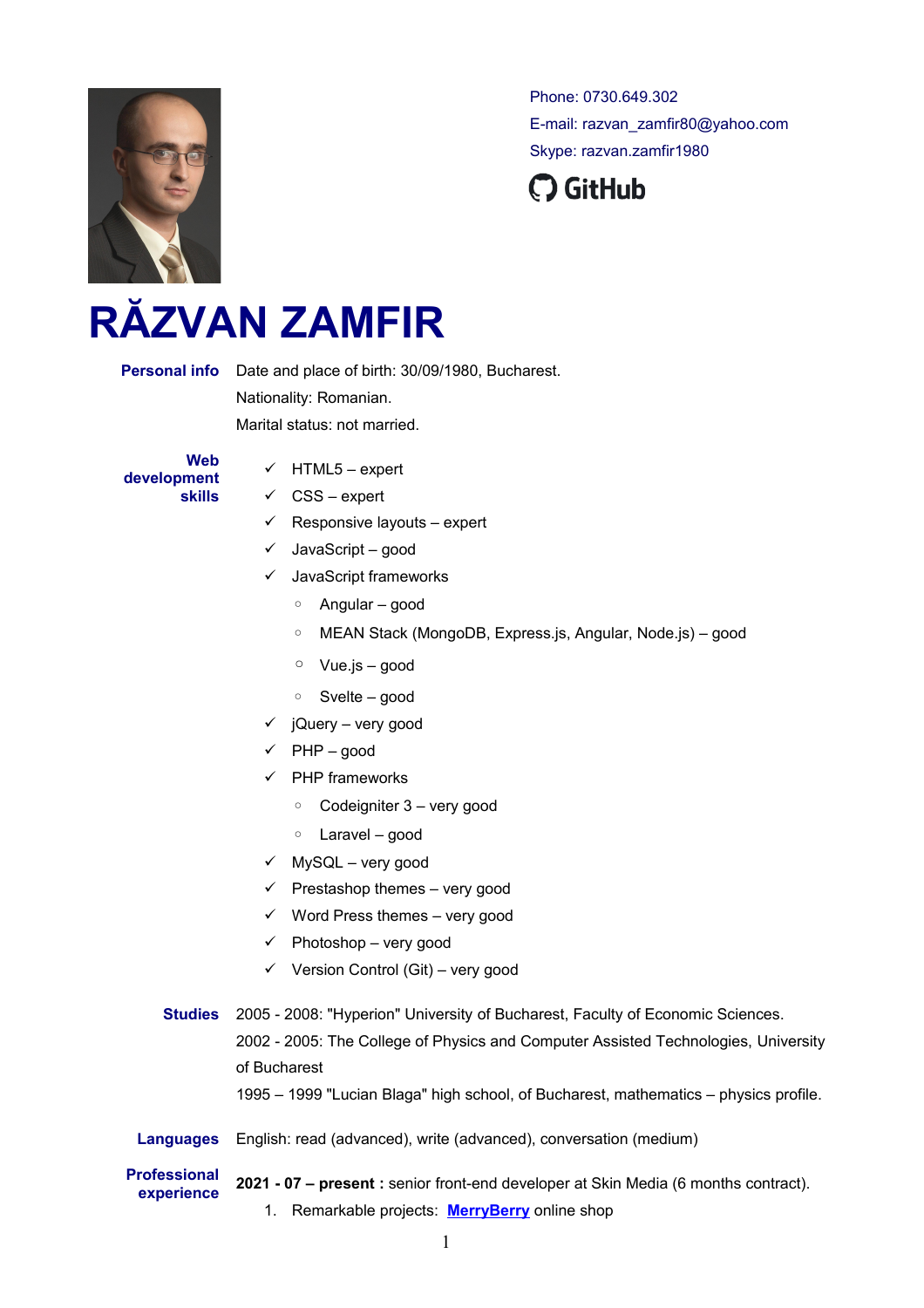Phone: 0730.649.302
E-mail: razvan_zamfir80@yahoo.com
Skype: razvan.zamfir1980
GitHub

# RĂZVAN ZAMFIR

**Personal info**

Date and place of birth: 30/09/1980, Bucharest.
Nationality: Romanian.
Marital status: not married.

**Web development skills**

- ✓ HTML5 – expert
- ✓ CSS – expert
- ✓ Responsive layouts – expert
- ✓ JavaScript – good
- ✓ JavaScript frameworks
  - Angular – good
  - MEAN Stack (MongoDB, Express.js, Angular, Node.js) – good
  - Vue.js – good
  - Svelte – good
- ✓ jQuery – very good
- ✓ PHP – good
- ✓ PHP frameworks
  - Codeigniter 3 – very good
  - Laravel – good
- ✓ MySQL – very good
- ✓ Prestashop themes – very good
- ✓ Word Press themes – very good
- ✓ Photoshop – very good
- ✓ Version Control (Git) – very good

**Studies**

2005 - 2008: "Hyperion" University of Bucharest, Faculty of Economic Sciences.
2002 - 2005: The College of Physics and Computer Assisted Technologies, University of Bucharest
1995 – 1999 "Lucian Blaga" high school, of Bucharest, mathematics – physics profile.

**Languages**

English: read (advanced), write (advanced), conversation (medium)

**Professional experience**

**2021 - 07 – present :** senior front-end developer at Skin Media (6 months contract).

1. Remarkable projects: **MerryBerry** online shop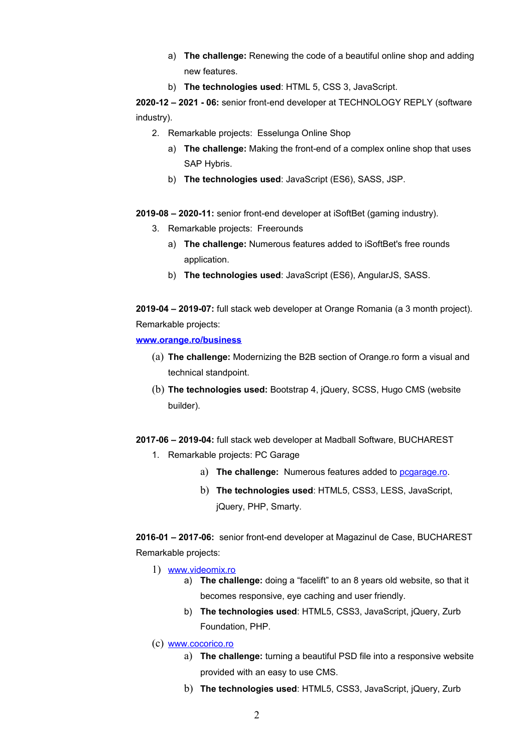a) **The challenge:** Renewing the code of a beautiful online shop and adding new features.

b) **The technologies used**: HTML 5, CSS 3, JavaScript.

**2020-12 – 2021 - 06:** senior front-end developer at TECHNOLOGY REPLY (software industry).

2. Remarkable projects: Esselunga Online Shop

    a) **The challenge:** Making the front-end of a complex online shop that uses SAP Hybris.

    b) **The technologies used**: JavaScript (ES6), SASS, JSP.

**2019-08 – 2020-11:** senior front-end developer at iSoftBet (gaming industry).

3. Remarkable projects: Freerounds

    a) **The challenge:** Numerous features added to iSoftBet's free rounds application.

    b) **The technologies used**: JavaScript (ES6), AngularJS, SASS.

**2019-04 – 2019-07:** full stack web developer at Orange Romania (a 3 month project).
Remarkable projects:

**[www.orange.ro/business](www.orange.ro/business)**

(a) **The challenge:** Modernizing the B2B section of Orange.ro form a visual and technical standpoint.

(b) **The technologies used:** Bootstrap 4, jQuery, SCSS, Hugo CMS (website builder).

**2017-06 – 2019-04:** full stack web developer at Madball Software, BUCHAREST

1. Remarkable projects: PC Garage

    a) **The challenge:** Numerous features added to [pcgarage.ro](pcgarage.ro).

    b) **The technologies used**: HTML5, CSS3, LESS, JavaScript, jQuery, PHP, Smarty.

**2016-01 – 2017-06:** senior front-end developer at Magazinul de Case, BUCHAREST
Remarkable projects:

1) [www.videomix.ro](www.videomix.ro)

    a) **The challenge:** doing a "facelift" to an 8 years old website, so that it becomes responsive, eye caching and user friendly.

    b) **The technologies used**: HTML5, CSS3, JavaScript, jQuery, Zurb Foundation, PHP.

(c) [www.cocorico.ro](www.cocorico.ro)

    a) **The challenge:** turning a beautiful PSD file into a responsive website provided with an easy to use CMS.

    b) **The technologies used**: HTML5, CSS3, JavaScript, jQuery, Zurb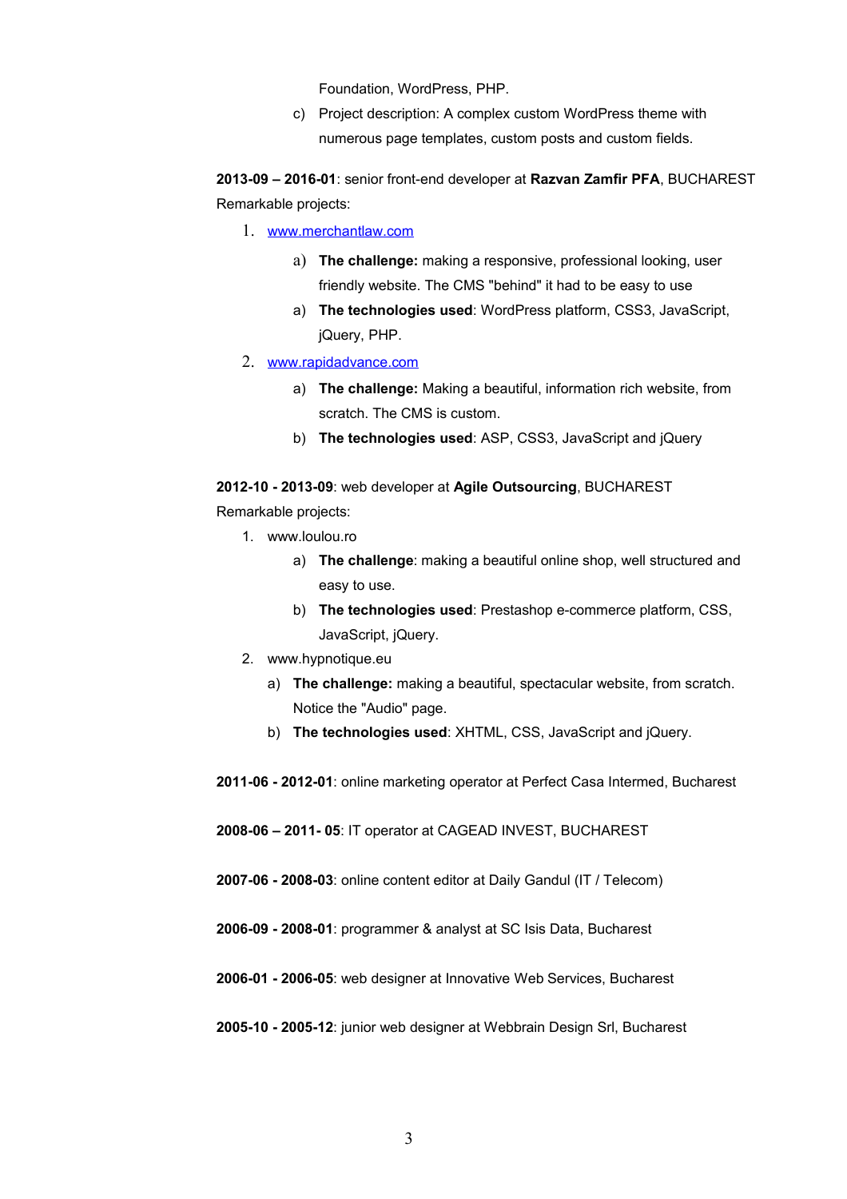Foundation, WordPress, PHP.

c) Project description: A complex custom WordPress theme with numerous page templates, custom posts and custom fields.

**2013-09 – 2016-01**: senior front-end developer at **Razvan Zamfir PFA**, BUCHAREST
Remarkable projects:

1. www.merchantlaw.com
   a) **The challenge:** making a responsive, professional looking, user friendly website. The CMS "behind" it had to be easy to use
   a) **The technologies used**: WordPress platform, CSS3, JavaScript, jQuery, PHP.
2. www.rapidadvance.com
   a) **The challenge:** Making a beautiful, information rich website, from scratch. The CMS is custom.
   b) **The technologies used**: ASP, CSS3, JavaScript and jQuery

**2012-10 - 2013-09**: web developer at **Agile Outsourcing**, BUCHAREST
Remarkable projects:

1. www.loulou.ro
   a) **The challenge**: making a beautiful online shop, well structured and easy to use.
   b) **The technologies used**: Prestashop e-commerce platform, CSS, JavaScript, jQuery.
2. www.hypnotique.eu
   a) **The challenge:** making a beautiful, spectacular website, from scratch. Notice the "Audio" page.
   b) **The technologies used**: XHTML, CSS, JavaScript and jQuery.

**2011-06 - 2012-01**: online marketing operator at Perfect Casa Intermed, Bucharest

**2008-06 – 2011- 05**: IT operator at CAGEAD INVEST, BUCHAREST

**2007-06 - 2008-03**: online content editor at Daily Gandul (IT / Telecom)

**2006-09 - 2008-01**: programmer & analyst at SC Isis Data, Bucharest

**2006-01 - 2006-05**: web designer at Innovative Web Services, Bucharest

**2005-10 - 2005-12**: junior web designer at Webbrain Design Srl, Bucharest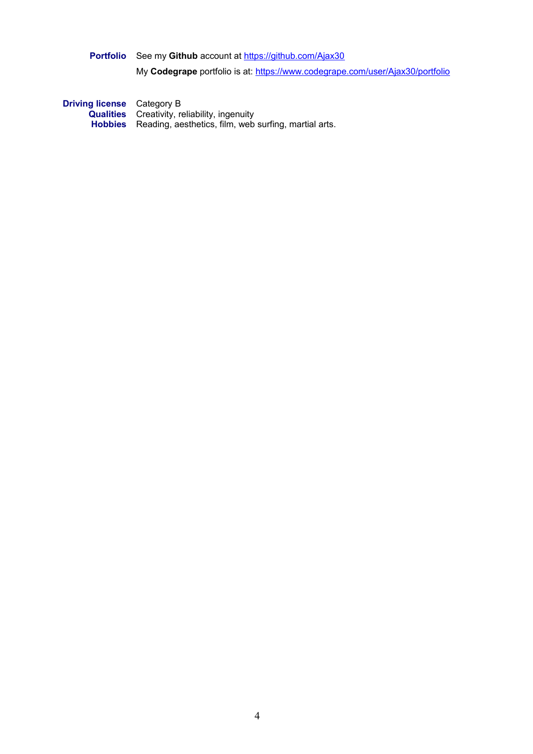**Portfolio** See my **Github** account at https://github.com/Ajax30

My **Codegrape** portfolio is at: https://www.codegrape.com/user/Ajax30/portfolio

**Driving license** Category B
**Qualities** Creativity, reliability, ingenuity
**Hobbies** Reading, aesthetics, film, web surfing, martial arts.